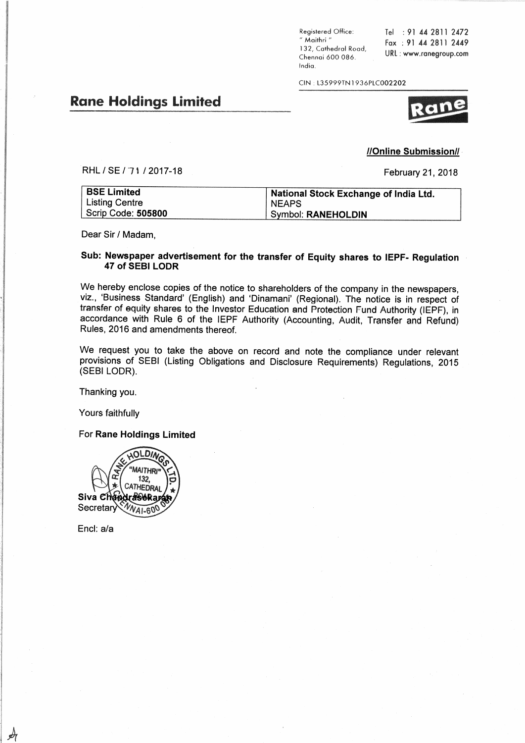Registered Office:
" Maithri "
132, Cathedral Road,
Chennai 600 086.
India.

Tel : 91 44 2811 2472
Fax : 91 44 2811 2449
URL : www.ranegroup.com

CIN : L35999TN1936PLC002202

# Rane Holdings Limited

**//Online Submission//**

RHL / SE / 71 / 2017-18

February 21, 2018

| **BSE Limited** | **National Stock Exchange of India Ltd.** |
|---|---|
| Listing Centre | NEAPS |
| Scrip Code: **505800** | Symbol: **RANEHOLDIN** |

Dear Sir / Madam,

**Sub: Newspaper advertisement for the transfer of Equity shares to IEPF- Regulation 47 of SEBI LODR**

We hereby enclose copies of the notice to shareholders of the company in the newspapers, viz., 'Business Standard' (English) and 'Dinamani' (Regional). The notice is in respect of transfer of equity shares to the Investor Education and Protection Fund Authority (IEPF), in accordance with Rule 6 of the IEPF Authority (Accounting, Audit, Transfer and Refund) Rules, 2016 and amendments thereof.

We request you to take the above on record and note the compliance under relevant provisions of SEBI (Listing Obligations and Disclosure Requirements) Regulations, 2015 (SEBI LODR).

Thanking you.

Yours faithfully

For **Rane Holdings Limited**

Siva Chandrasekaran
Secretary

Encl: a/a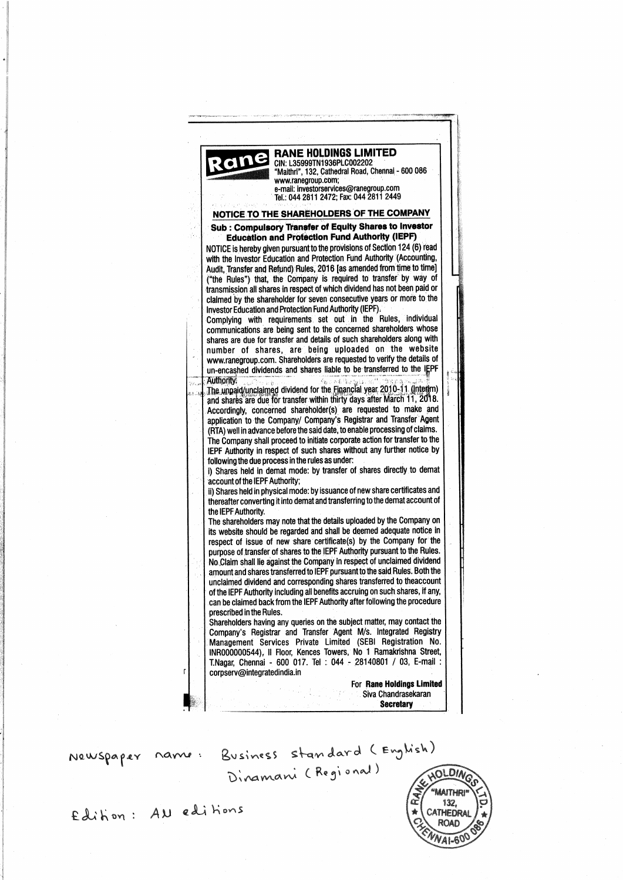**RANE HOLDINGS LIMITED**
CIN: L35999TN1936PLC002202
"Maithri", 132, Cathedral Road, Chennai - 600 086
www.ranegroup.com;
e-mail: investorservices@ranegroup.com
Tel.: 044 2811 2472; Fax: 044 2811 2449

## NOTICE TO THE SHAREHOLDERS OF THE COMPANY

### Sub : Compulsory Transfer of Equity Shares to Investor Education and Protection Fund Authority (IEPF)

NOTICE is hereby given pursuant to the provisions of Section 124 (6) read with the Investor Education and Protection Fund Authority (Accounting, Audit, Transfer and Refund) Rules, 2016 [as amended from time to time] ("the Rules") that, the Company is required to transfer by way of transmission all shares in respect of which dividend has not been paid or claimed by the shareholder for seven consecutive years or more to the Investor Education and Protection Fund Authority (IEPF).

Complying with requirements set out in the Rules, individual communications are being sent to the concerned shareholders whose shares are due for transfer and details of such shareholders along with number of shares, are being uploaded on the website www.ranegroup.com. Shareholders are requested to verify the details of un-encashed dividends and shares liable to be transferred to the IEPF Authority.

The unpaid/unclaimed dividend for the Financial year 2010-11 (Interim) and shares are due for transfer within thirty days after March 11, 2018. Accordingly, concerned shareholder(s) are requested to make and application to the Company/ Company's Registrar and Transfer Agent (RTA) well in advance before the said date, to enable processing of claims. The Company shall proceed to initiate corporate action for transfer to the IEPF Authority in respect of such shares without any further notice by following the due process in the rules as under:

i) Shares held in demat mode: by transfer of shares directly to demat account of the IEPF Authority;

ii) Shares held in physical mode: by issuance of new share certificates and thereafter converting it into demat and transferring to the demat account of the IEPF Authority.

The shareholders may note that the details uploaded by the Company on its website should be regarded and shall be deemed adequate notice in respect of issue of new share certificate(s) by the Company for the purpose of transfer of shares to the IEPF Authority pursuant to the Rules. No Claim shall lie against the Company in respect of unclaimed dividend amount and shares transferred to IEPF pursuant to the said Rules. Both the unclaimed dividend and corresponding shares transferred to theaccount of the IEPF Authority including all benefits accruing on such shares, if any, can be claimed back from the IEPF Authority after following the procedure prescribed in the Rules.

Shareholders having any queries on the subject matter, may contact the Company's Registrar and Transfer Agent M/s. Integrated Registry Management Services Private Limited (SEBI Registration No. INR000000544), II Floor, Kences Towers, No 1 Ramakrishna Street, T.Nagar, Chennai - 600 017. Tel : 044 - 28140801 / 03, E-mail : corpserv@integratedindia.in

For **Rane Holdings Limited**
Siva Chandrasekaran
**Secretary**

Newspaper name: Business standard (English)
Dinamani (Regional)

Edition: All editions

RANE HOLDINGS LTD. "MAITHRI" 132, CATHEDRAL ROAD CHENNAI-600 086